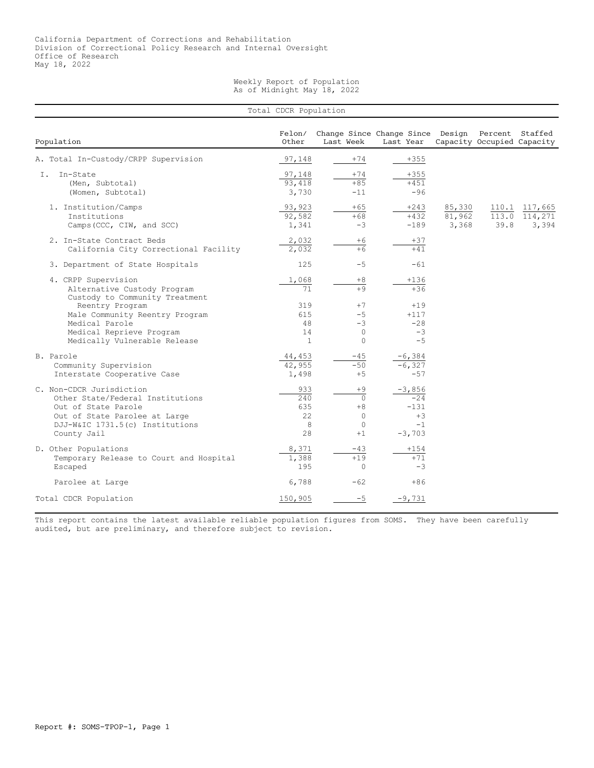California Department of Corrections and Rehabilitation
Division of Correctional Policy Research and Internal Oversight
Office of Research
May 18, 2022

# Weekly Report of Population
As of Midnight May 18, 2022

## Total CDCR Population

| Population | Felon/ Other | Change Since Last Week | Change Since Last Year | Design Capacity | Percent Occupied | Staffed Capacity |
|---|---|---|---|---|---|---|
| A. Total In-Custody/CRPP Supervision | 97,148 | +74 | +355 | | | |
| I. In-State | 97,148 | +74 | +355 | | | |
| (Men, Subtotal) | 93,418 | +85 | +451 | | | |
| (Women, Subtotal) | 3,730 | -11 | -96 | | | |
| 1. Institution/Camps | 93,923 | +65 | +243 | 85,330 | 110.1 | 117,665 |
| Institutions | 92,582 | +68 | +432 | 81,962 | 113.0 | 114,271 |
| Camps(CCC, CIW, and SCC) | 1,341 | -3 | -189 | 3,368 | 39.8 | 3,394 |
| 2. In-State Contract Beds | 2,032 | +6 | +37 | | | |
| California City Correctional Facility | 2,032 | +6 | +41 | | | |
| 3. Department of State Hospitals | 125 | -5 | -61 | | | |
| 4. CRPP Supervision | 1,068 | +8 | +136 | | | |
| Alternative Custody Program | 71 | +9 | +36 | | | |
| Custody to Community Treatment Reentry Program | 319 | +7 | +19 | | | |
| Male Community Reentry Program | 615 | -5 | +117 | | | |
| Medical Parole | 48 | -3 | -28 | | | |
| Medical Reprieve Program | 14 | 0 | -3 | | | |
| Medically Vulnerable Release | 1 | 0 | -5 | | | |
| B. Parole | 44,453 | -45 | -6,384 | | | |
| Community Supervision | 42,955 | -50 | -6,327 | | | |
| Interstate Cooperative Case | 1,498 | +5 | -57 | | | |
| C. Non-CDCR Jurisdiction | 933 | +9 | -3,856 | | | |
| Other State/Federal Institutions | 240 | 0 | -24 | | | |
| Out of State Parole | 635 | +8 | -131 | | | |
| Out of State Parolee at Large | 22 | 0 | +3 | | | |
| DJJ-W&IC 1731.5(c) Institutions | 8 | 0 | -1 | | | |
| County Jail | 28 | +1 | -3,703 | | | |
| D. Other Populations | 8,371 | -43 | +154 | | | |
| Temporary Release to Court and Hospital | 1,388 | +19 | +71 | | | |
| Escaped | 195 | 0 | -3 | | | |
| Parolee at Large | 6,788 | -62 | +86 | | | |
| Total CDCR Population | 150,905 | -5 | -9,731 | | | |

This report contains the latest available reliable population figures from SOMS. They have been carefully audited, but are preliminary, and therefore subject to revision.

Report #: SOMS-TPOP-1, Page 1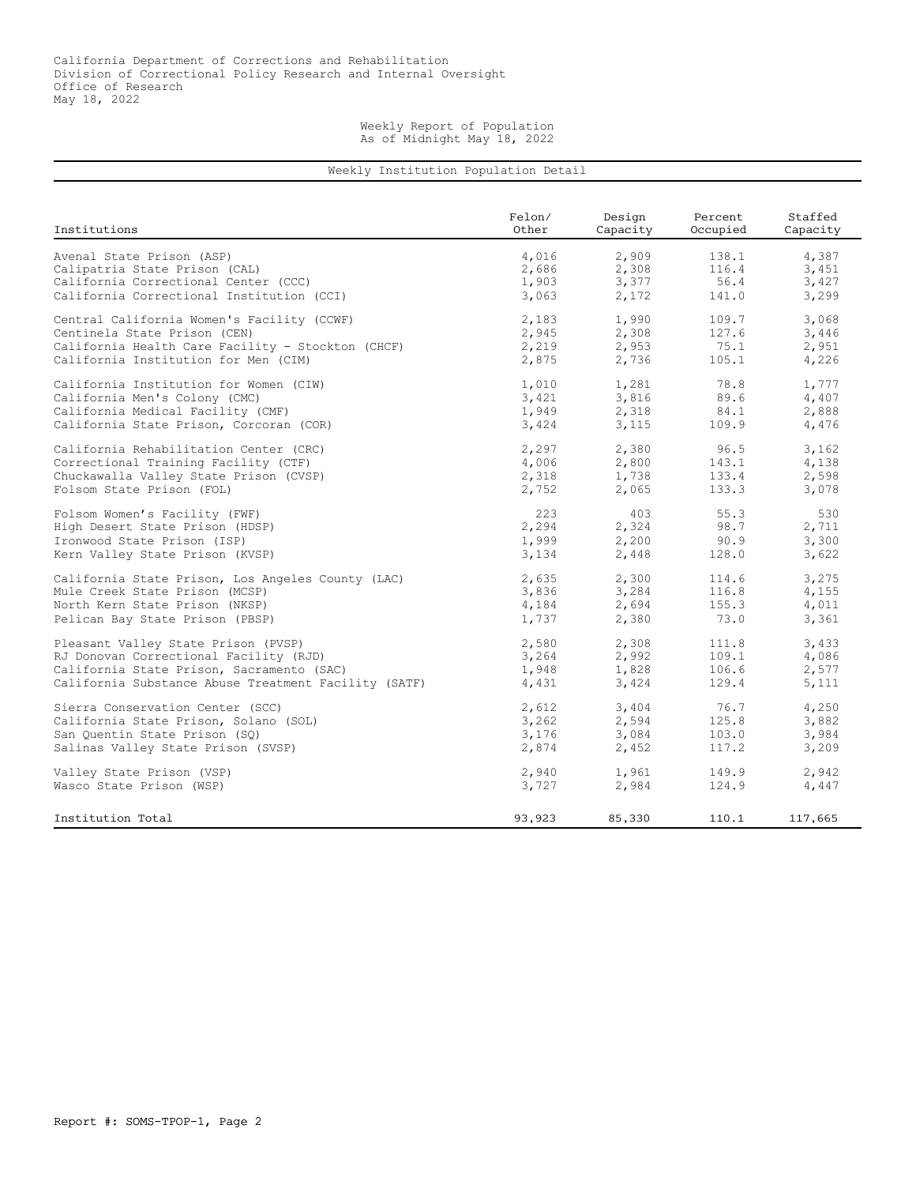California Department of Corrections and Rehabilitation
Division of Correctional Policy Research and Internal Oversight
Office of Research
May 18, 2022

Weekly Report of Population
As of Midnight May 18, 2022

## Weekly Institution Population Detail

| Institutions | Felon/ Other | Design Capacity | Percent Occupied | Staffed Capacity |
|---|---|---|---|---|
| Avenal State Prison (ASP) | 4,016 | 2,909 | 138.1 | 4,387 |
| Calipatria State Prison (CAL) | 2,686 | 2,308 | 116.4 | 3,451 |
| California Correctional Center (CCC) | 1,903 | 3,377 | 56.4 | 3,427 |
| California Correctional Institution (CCI) | 3,063 | 2,172 | 141.0 | 3,299 |
| Central California Women's Facility (CCWF) | 2,183 | 1,990 | 109.7 | 3,068 |
| Centinela State Prison (CEN) | 2,945 | 2,308 | 127.6 | 3,446 |
| California Health Care Facility - Stockton (CHCF) | 2,219 | 2,953 | 75.1 | 2,951 |
| California Institution for Men (CIM) | 2,875 | 2,736 | 105.1 | 4,226 |
| California Institution for Women (CIW) | 1,010 | 1,281 | 78.8 | 1,777 |
| California Men's Colony (CMC) | 3,421 | 3,816 | 89.6 | 4,407 |
| California Medical Facility (CMF) | 1,949 | 2,318 | 84.1 | 2,888 |
| California State Prison, Corcoran (COR) | 3,424 | 3,115 | 109.9 | 4,476 |
| California Rehabilitation Center (CRC) | 2,297 | 2,380 | 96.5 | 3,162 |
| Correctional Training Facility (CTF) | 4,006 | 2,800 | 143.1 | 4,138 |
| Chuckawalla Valley State Prison (CVSP) | 2,318 | 1,738 | 133.4 | 2,598 |
| Folsom State Prison (FOL) | 2,752 | 2,065 | 133.3 | 3,078 |
| Folsom Women's Facility (FWF) | 223 | 403 | 55.3 | 530 |
| High Desert State Prison (HDSP) | 2,294 | 2,324 | 98.7 | 2,711 |
| Ironwood State Prison (ISP) | 1,999 | 2,200 | 90.9 | 3,300 |
| Kern Valley State Prison (KVSP) | 3,134 | 2,448 | 128.0 | 3,622 |
| California State Prison, Los Angeles County (LAC) | 2,635 | 2,300 | 114.6 | 3,275 |
| Mule Creek State Prison (MCSP) | 3,836 | 3,284 | 116.8 | 4,155 |
| North Kern State Prison (NKSP) | 4,184 | 2,694 | 155.3 | 4,011 |
| Pelican Bay State Prison (PBSP) | 1,737 | 2,380 | 73.0 | 3,361 |
| Pleasant Valley State Prison (PVSP) | 2,580 | 2,308 | 111.8 | 3,433 |
| RJ Donovan Correctional Facility (RJD) | 3,264 | 2,992 | 109.1 | 4,086 |
| California State Prison, Sacramento (SAC) | 1,948 | 1,828 | 106.6 | 2,577 |
| California Substance Abuse Treatment Facility (SATF) | 4,431 | 3,424 | 129.4 | 5,111 |
| Sierra Conservation Center (SCC) | 2,612 | 3,404 | 76.7 | 4,250 |
| California State Prison, Solano (SOL) | 3,262 | 2,594 | 125.8 | 3,882 |
| San Quentin State Prison (SQ) | 3,176 | 3,084 | 103.0 | 3,984 |
| Salinas Valley State Prison (SVSP) | 2,874 | 2,452 | 117.2 | 3,209 |
| Valley State Prison (VSP) | 2,940 | 1,961 | 149.9 | 2,942 |
| Wasco State Prison (WSP) | 3,727 | 2,984 | 124.9 | 4,447 |
| Institution Total | 93,923 | 85,330 | 110.1 | 117,665 |

Report #: SOMS-TPOP-1, Page 2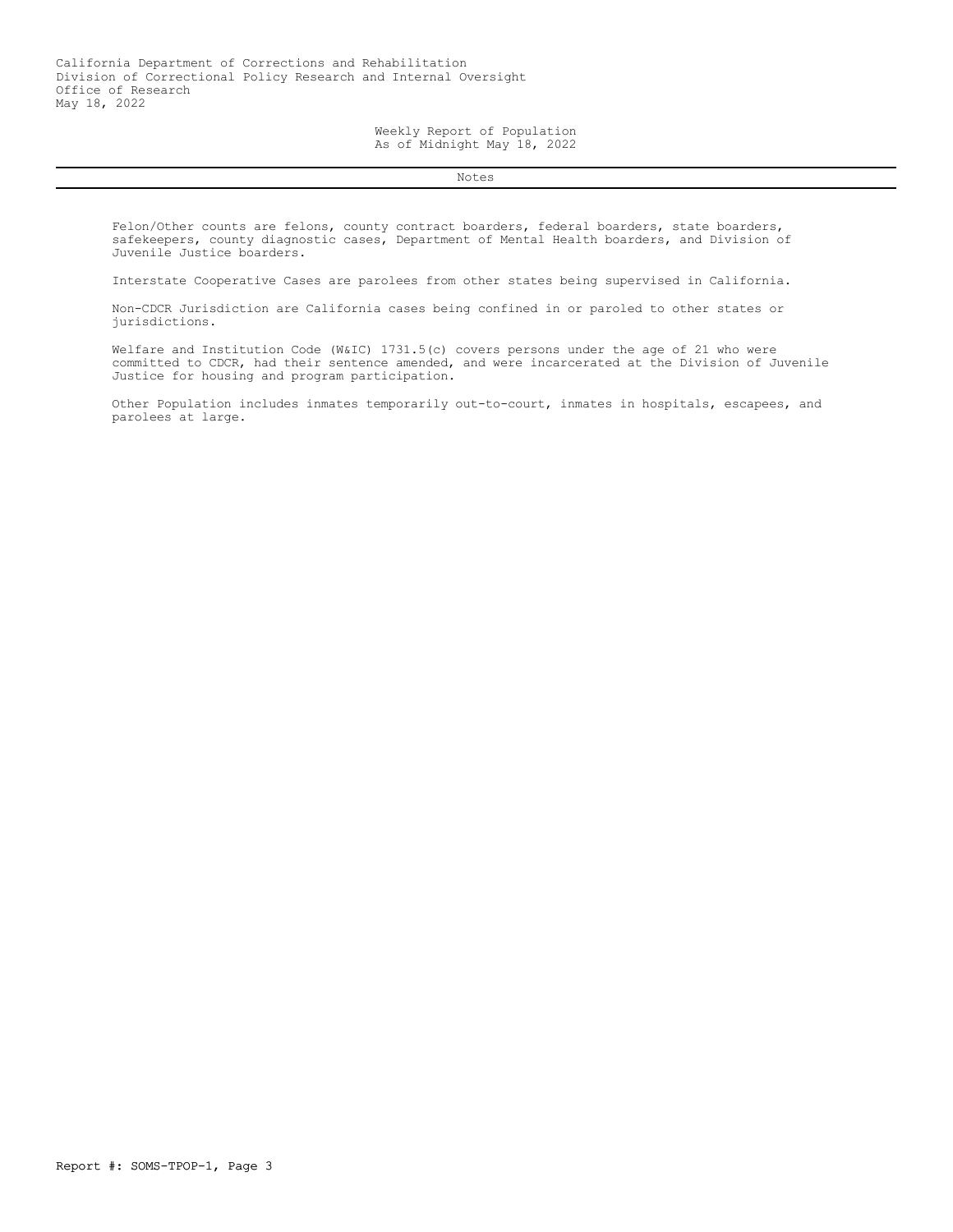California Department of Corrections and Rehabilitation
Division of Correctional Policy Research and Internal Oversight
Office of Research
May 18, 2022

Weekly Report of Population
As of Midnight May 18, 2022

## Notes

Felon/Other counts are felons, county contract boarders, federal boarders, state boarders, safekeepers, county diagnostic cases, Department of Mental Health boarders, and Division of Juvenile Justice boarders.

Interstate Cooperative Cases are parolees from other states being supervised in California.

Non-CDCR Jurisdiction are California cases being confined in or paroled to other states or jurisdictions.

Welfare and Institution Code (W&IC) 1731.5(c) covers persons under the age of 21 who were committed to CDCR, had their sentence amended, and were incarcerated at the Division of Juvenile Justice for housing and program participation.

Other Population includes inmates temporarily out-to-court, inmates in hospitals, escapees, and parolees at large.

Report #: SOMS-TPOP-1, Page 3